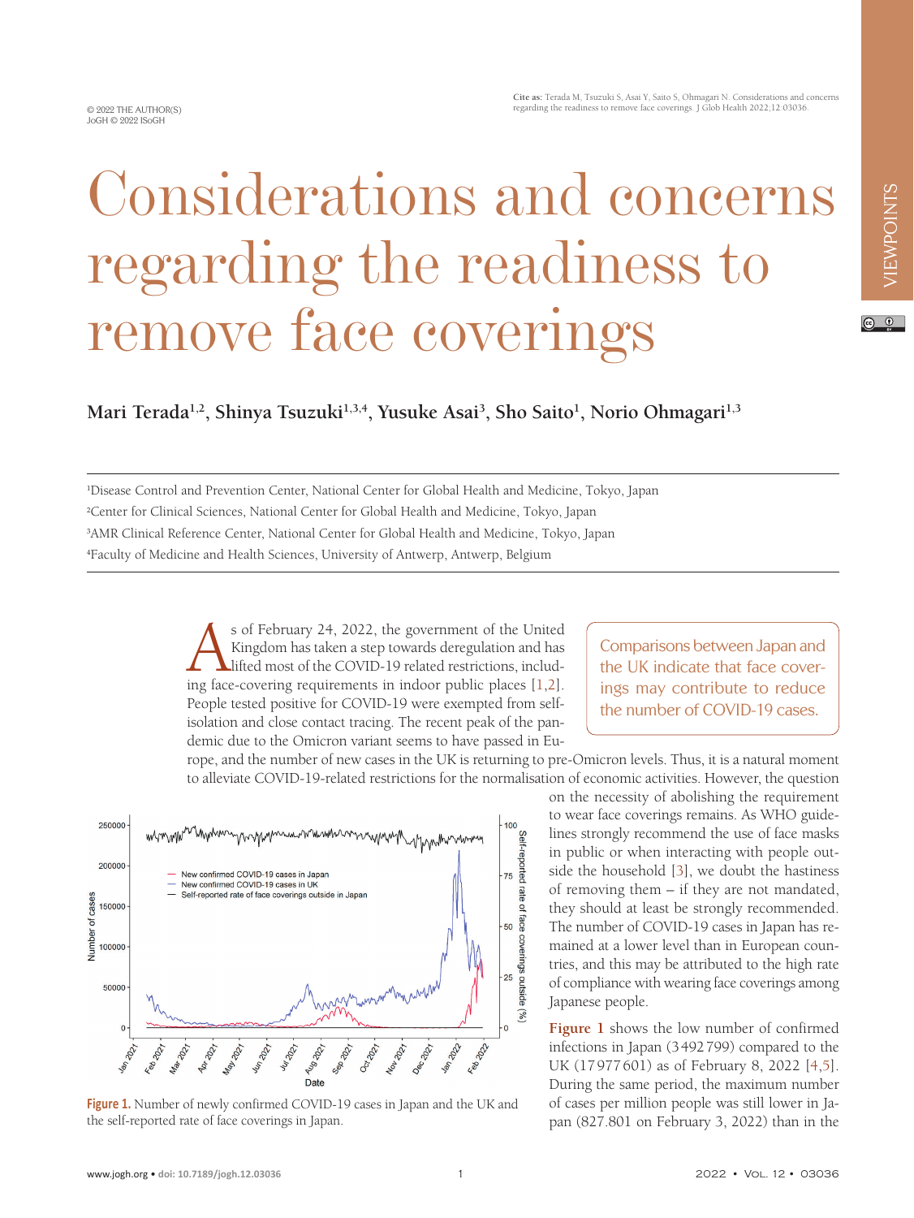# Considerations and concerns regarding the readiness to remove face coverings

**Mari Terada[1,2], Shinya Tsuzuki[1,3,4], Yusuke Asai[3], Sho Saito[1], Norio Ohmagari[1,3]**

[1]Disease Control and Prevention Center, National Center for Global Health and Medicine, Tokyo, Japan
[2]Center for Clinical Sciences, National Center for Global Health and Medicine, Tokyo, Japan
[3]AMR Clinical Reference Center, National Center for Global Health and Medicine, Tokyo, Japan
[4]Faculty of Medicine and Health Sciences, University of Antwerp, Antwerp, Belgium

> Comparisons between Japan and the UK indicate that face coverings may contribute to reduce the number of COVID-19 cases.

As of February 24, 2022, the government of the United Kingdom has taken a step towards deregulation and has lifted most of the COVID-19 related restrictions, including face-covering requirements in indoor public places [1,2]. People tested positive for COVID-19 were exempted from self-isolation and close contact tracing. The recent peak of the pandemic due to the Omicron variant seems to have passed in Europe, and the number of new cases in the UK is returning to pre-Omicron levels. Thus, it is a natural moment to alleviate COVID-19-related restrictions for the normalisation of economic activities. However, the question on the necessity of abolishing the requirement to wear face coverings remains. As WHO guidelines strongly recommend the use of face masks in public or when interacting with people outside the household [3], we doubt the hastiness of removing them – if they are not mandated, they should at least be strongly recommended. The number of COVID-19 cases in Japan has remained at a lower level than in European countries, and this may be attributed to the high rate of compliance with wearing face coverings among Japanese people.

**Figure 1.** Number of newly confirmed COVID-19 cases in Japan and the UK and the self-reported rate of face coverings in Japan.

**Figure 1** shows the low number of confirmed infections in Japan (3492799) compared to the UK (17977601) as of February 8, 2022 [4,5]. During the same period, the maximum number of cases per million people was still lower in Japan (827.801 on February 3, 2022) than in the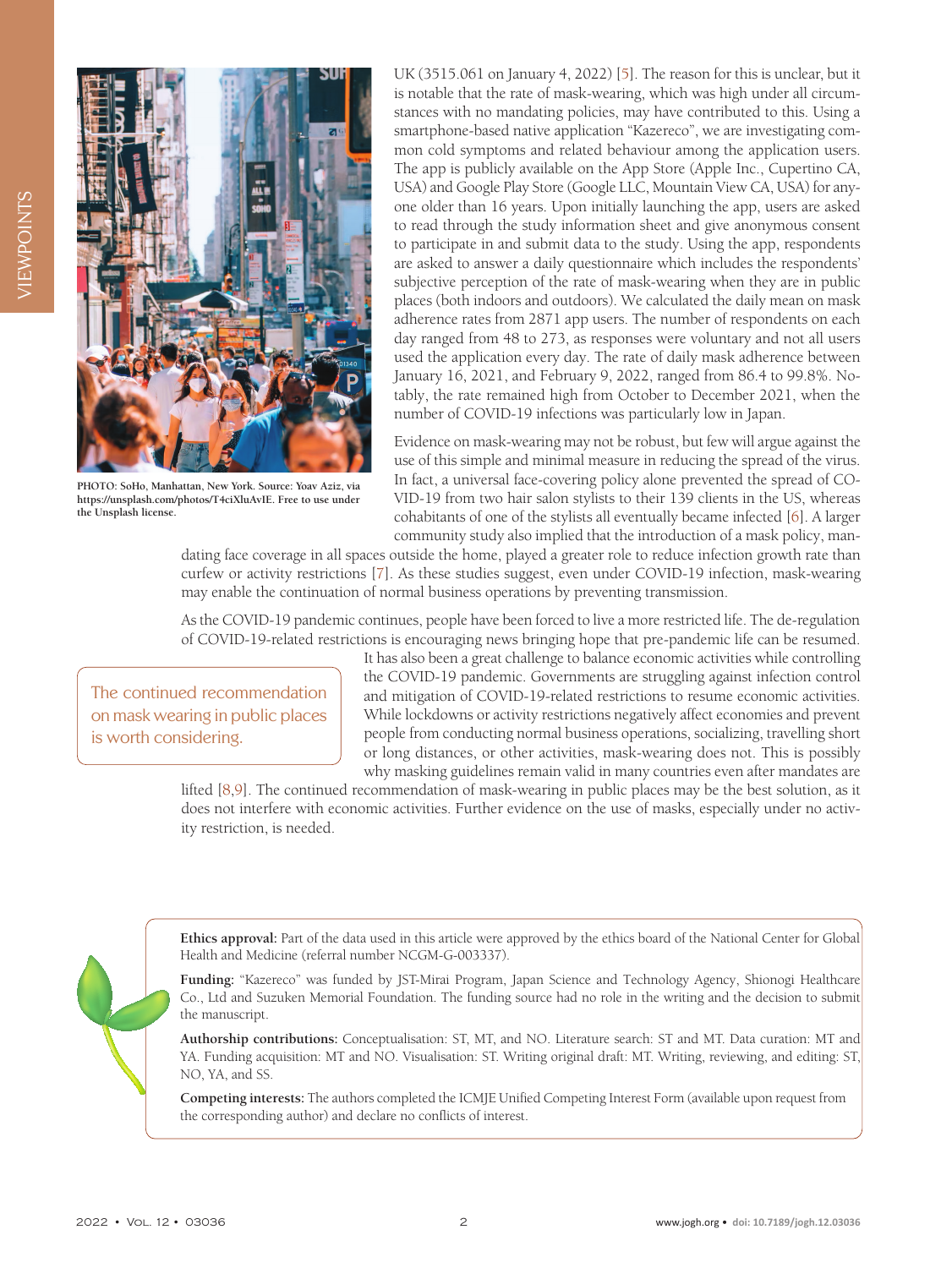PHOTO: SoHo, Manhattan, New York. Source: Yoav Aziz, via https://unsplash.com/photos/T4ciXluAvIE. Free to use under the Unsplash license.

UK (3515.061 on January 4, 2022) [5]. The reason for this is unclear, but it is notable that the rate of mask-wearing, which was high under all circumstances with no mandating policies, may have contributed to this. Using a smartphone-based native application "Kazereco", we are investigating common cold symptoms and related behaviour among the application users. The app is publicly available on the App Store (Apple Inc., Cupertino CA, USA) and Google Play Store (Google LLC, Mountain View CA, USA) for anyone older than 16 years. Upon initially launching the app, users are asked to read through the study information sheet and give anonymous consent to participate in and submit data to the study. Using the app, respondents are asked to answer a daily questionnaire which includes the respondents' subjective perception of the rate of mask-wearing when they are in public places (both indoors and outdoors). We calculated the daily mean on mask adherence rates from 2871 app users. The number of respondents on each day ranged from 48 to 273, as responses were voluntary and not all users used the application every day. The rate of daily mask adherence between January 16, 2021, and February 9, 2022, ranged from 86.4 to 99.8%. Notably, the rate remained high from October to December 2021, when the number of COVID-19 infections was particularly low in Japan.

Evidence on mask-wearing may not be robust, but few will argue against the use of this simple and minimal measure in reducing the spread of the virus. In fact, a universal face-covering policy alone prevented the spread of COVID-19 from two hair salon stylists to their 139 clients in the US, whereas cohabitants of one of the stylists all eventually became infected [6]. A larger community study also implied that the introduction of a mask policy, mandating face coverage in all spaces outside the home, played a greater role to reduce infection growth rate than curfew or activity restrictions [7]. As these studies suggest, even under COVID-19 infection, mask-wearing may enable the continuation of normal business operations by preventing transmission.

As the COVID-19 pandemic continues, people have been forced to live a more restricted life. The de-regulation of COVID-19-related restrictions is encouraging news bringing hope that pre-pandemic life can be resumed. It has also been a great challenge to balance economic activities while controlling the COVID-19 pandemic. Governments are struggling against infection control and mitigation of COVID-19-related restrictions to resume economic activities. While lockdowns or activity restrictions negatively affect economies and prevent people from conducting normal business operations, socializing, travelling short or long distances, or other activities, mask-wearing does not. This is possibly why masking guidelines remain valid in many countries even after mandates are lifted [8,9]. The continued recommendation of mask-wearing in public places may be the best solution, as it does not interfere with economic activities. Further evidence on the use of masks, especially under no activity restriction, is needed.

> The continued recommendation on mask wearing in public places is worth considering.

**Ethics approval:** Part of the data used in this article were approved by the ethics board of the National Center for Global Health and Medicine (referral number NCGM-G-003337).

**Funding:** "Kazereco" was funded by JST-Mirai Program, Japan Science and Technology Agency, Shionogi Healthcare Co., Ltd and Suzuken Memorial Foundation. The funding source had no role in the writing and the decision to submit the manuscript.

**Authorship contributions:** Conceptualisation: ST, MT, and NO. Literature search: ST and MT. Data curation: MT and YA. Funding acquisition: MT and NO. Visualisation: ST. Writing original draft: MT. Writing, reviewing, and editing: ST, NO, YA, and SS.

**Competing interests:** The authors completed the ICMJE Unified Competing Interest Form (available upon request from the corresponding author) and declare no conflicts of interest.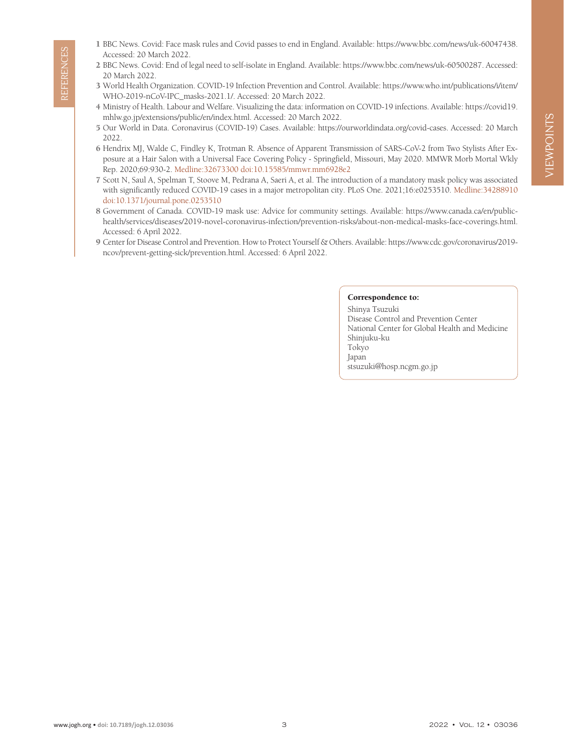## REFERENCES

1. BBC News. Covid: Face mask rules and Covid passes to end in England. Available: https://www.bbc.com/news/uk-60047438. Accessed: 20 March 2022.
2. BBC News. Covid: End of legal need to self-isolate in England. Available: https://www.bbc.com/news/uk-60500287. Accessed: 20 March 2022.
3. World Health Organization. COVID-19 Infection Prevention and Control. Available: https://www.who.int/publications/i/item/WHO-2019-nCoV-IPC_masks-2021.1/. Accessed: 20 March 2022.
4. Ministry of Health. Labour and Welfare. Visualizing the data: information on COVID-19 infections. Available: https://covid19.mhlw.go.jp/extensions/public/en/index.html. Accessed: 20 March 2022.
5. Our World in Data. Coronavirus (COVID-19) Cases. Available: https://ourworldindata.org/covid-cases. Accessed: 20 March 2022.
6. Hendrix MJ, Walde C, Findley K, Trotman R. Absence of Apparent Transmission of SARS-CoV-2 from Two Stylists After Exposure at a Hair Salon with a Universal Face Covering Policy - Springfield, Missouri, May 2020. MMWR Morb Mortal Wkly Rep. 2020;69:930-2. Medline:32673300 doi:10.15585/mmwr.mm6928e2
7. Scott N, Saul A, Spelman T, Stoove M, Pedrana A, Saeri A, et al. The introduction of a mandatory mask policy was associated with significantly reduced COVID-19 cases in a major metropolitan city. PLoS One. 2021;16:e0253510. Medline:34288910 doi:10.1371/journal.pone.0253510
8. Government of Canada. COVID-19 mask use: Advice for community settings. Available: https://www.canada.ca/en/public-health/services/diseases/2019-novel-coronavirus-infection/prevention-risks/about-non-medical-masks-face-coverings.html. Accessed: 6 April 2022.
9. Center for Disease Control and Prevention. How to Protect Yourself & Others. Available: https://www.cdc.gov/coronavirus/2019-ncov/prevent-getting-sick/prevention.html. Accessed: 6 April 2022.

**Correspondence to:**

Shinya Tsuzuki
Disease Control and Prevention Center
National Center for Global Health and Medicine
Shinjuku-ku
Tokyo
Japan
stsuzuki@hosp.ncgm.go.jp